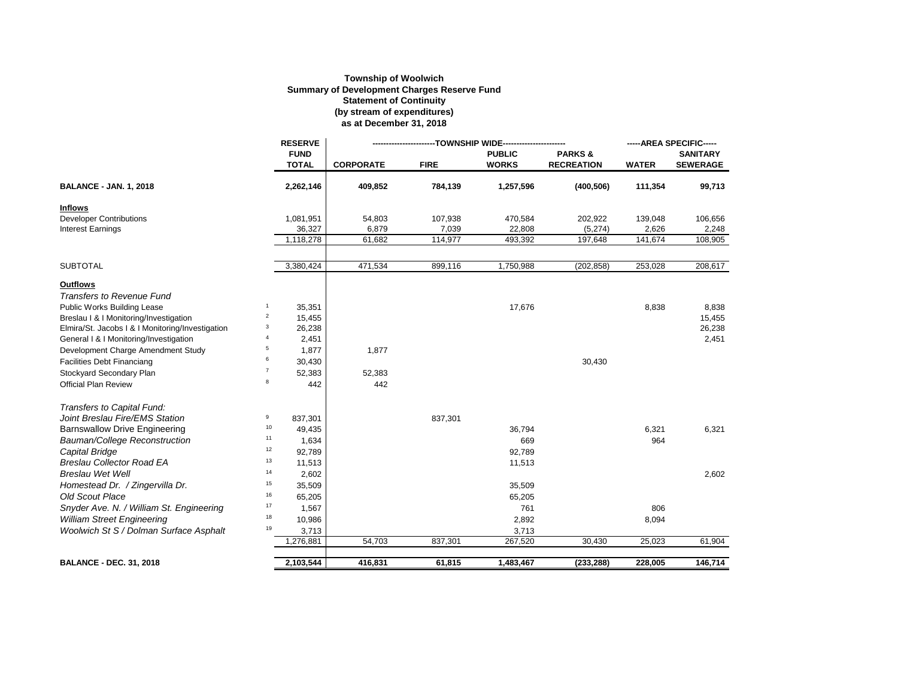**Township of Woolwich**
**Summary of Development Charges Reserve Fund**
**Statement of Continuity**
**(by stream of expenditures)**
**as at December 31, 2018**

| | | RESERVE FUND TOTAL | TOWNSHIP WIDE | | | | AREA SPECIFIC | |
|---|---|---|---|---|---|---|---|---|
| | | | CORPORATE | FIRE | PUBLIC WORKS | PARKS & RECREATION | WATER | SANITARY SEWERAGE |
| **BALANCE - JAN. 1, 2018** | | **2,262,146** | **409,852** | **784,139** | **1,257,596** | **(400,506)** | **111,354** | **99,713** |
| **Inflows** | | | | | | | | |
| Developer Contributions | | 1,081,951 | 54,803 | 107,938 | 470,584 | 202,922 | 139,048 | 106,656 |
| Interest Earnings | | 36,327 | 6,879 | 7,039 | 22,808 | (5,274) | 2,626 | 2,248 |
| | | 1,118,278 | 61,682 | 114,977 | 493,392 | 197,648 | 141,674 | 108,905 |
| SUBTOTAL | | 3,380,424 | 471,534 | 899,116 | 1,750,988 | (202,858) | 253,028 | 208,617 |
| **Outflows** | | | | | | | | |
| *Transfers to Revenue Fund* | | | | | | | | |
| Public Works Building Lease | 1 | 35,351 | | | 17,676 | | 8,838 | 8,838 |
| Breslau I & I Monitoring/Investigation | 2 | 15,455 | | | | | | 15,455 |
| Elmira/St. Jacobs I & I Monitoring/Investigation | 3 | 26,238 | | | | | | 26,238 |
| General I & I Monitoring/Investigation | 4 | 2,451 | | | | | | 2,451 |
| Development Charge Amendment Study | 5 | 1,877 | 1,877 | | | | | |
| Facilities Debt Financiang | 6 | 30,430 | | | | 30,430 | | |
| Stockyard Secondary Plan | 7 | 52,383 | 52,383 | | | | | |
| Official Plan Review | 8 | 442 | 442 | | | | | |
| *Transfers to Capital Fund:* | | | | | | | | |
| *Joint Breslau Fire/EMS Station* | 9 | 837,301 | | 837,301 | | | | |
| *Barnswallow Drive Engineering* | 10 | 49,435 | | | 36,794 | | 6,321 | 6,321 |
| *Bauman/College Reconstruction* | 11 | 1,634 | | | 669 | | 964 | |
| *Capital Bridge* | 12 | 92,789 | | | 92,789 | | | |
| *Breslau Collector Road EA* | 13 | 11,513 | | | 11,513 | | | |
| *Breslau Wet Well* | 14 | 2,602 | | | | | | 2,602 |
| *Homestead Dr. / Zingervilla Dr.* | 15 | 35,509 | | | 35,509 | | | |
| *Old Scout Place* | 16 | 65,205 | | | 65,205 | | | |
| *Snyder Ave. N. / William St. Engineering* | 17 | 1,567 | | | 761 | | 806 | |
| *William Street Engineering* | 18 | 10,986 | | | 2,892 | | 8,094 | |
| *Woolwich St S / Dolman Surface Asphalt* | 19 | 3,713 | | | 3,713 | | | |
| | | 1,276,881 | 54,703 | 837,301 | 267,520 | 30,430 | 25,023 | 61,904 |
| **BALANCE - DEC. 31, 2018** | | **2,103,544** | **416,831** | **61,815** | **1,483,467** | **(233,288)** | **228,005** | **146,714** |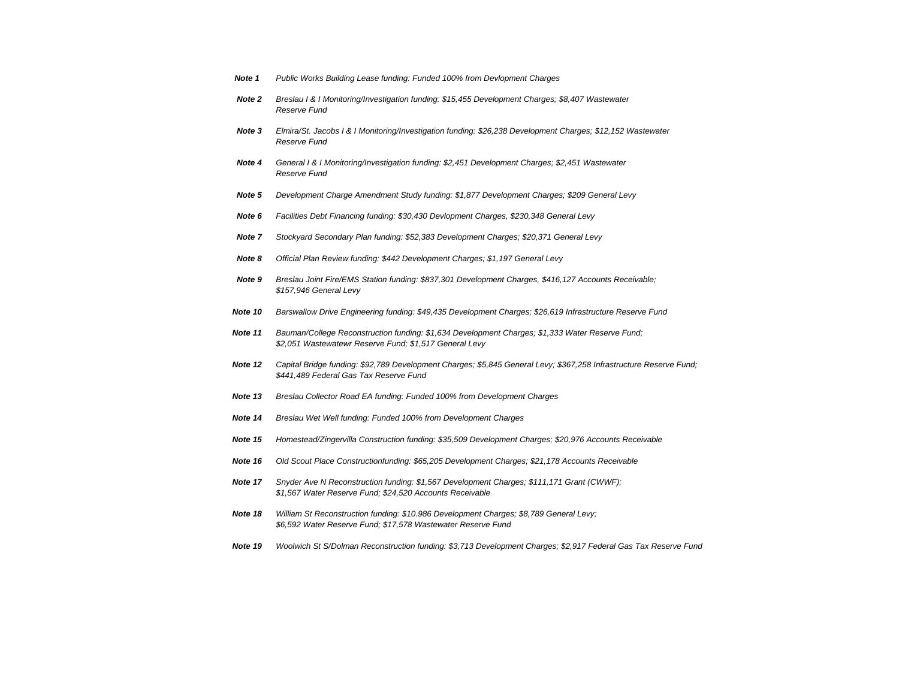***Note 1*** *Public Works Building Lease funding: Funded 100% from Devlopment Charges*

***Note 2*** *Breslau I & I Monitoring/Investigation funding: $15,455 Development Charges; $8,407 Wastewater Reserve Fund*

***Note 3*** *Elmira/St. Jacobs I & I Monitoring/Investigation funding: $26,238 Development Charges; $12,152 Wastewater Reserve Fund*

***Note 4*** *General I & I Monitoring/Investigation funding: $2,451 Development Charges; $2,451 Wastewater Reserve Fund*

***Note 5*** *Development Charge Amendment Study funding: $1,877 Development Charges; $209 General Levy*

***Note 6*** *Facilities Debt Financing funding: $30,430 Devlopment Charges, $230,348 General Levy*

***Note 7*** *Stockyard Secondary Plan funding: $52,383 Development Charges; $20,371 General Levy*

***Note 8*** *Official Plan Review funding: $442 Development Charges; $1,197 General Levy*

***Note 9*** *Breslau Joint Fire/EMS Station funding: $837,301 Development Charges, $416,127 Accounts Receivable; $157,946 General Levy*

***Note 10*** *Barswallow Drive Engineering funding: $49,435 Development Charges; $26,619 Infrastructure Reserve Fund*

***Note 11*** *Bauman/College Reconstruction funding: $1,634 Development Charges; $1,333 Water Reserve Fund; $2,051 Wastewatewr Reserve Fund; $1,517 General Levy*

***Note 12*** *Capital Bridge funding: $92,789 Development Charges; $5,845 General Levy; $367,258 Infrastructure Reserve Fund; $441,489 Federal Gas Tax Reserve Fund*

***Note 13*** *Breslau Collector Road EA funding: Funded 100% from Development Charges*

***Note 14*** *Breslau Wet Well funding: Funded 100% from Development Charges*

***Note 15*** *Homestead/Zingervilla Construction funding: $35,509 Development Charges; $20,976 Accounts Receivable*

***Note 16*** *Old Scout Place Constructionfunding: $65,205 Development Charges; $21,178 Accounts Receivable*

***Note 17*** *Snyder Ave N Reconstruction funding: $1,567 Development Charges; $111,171 Grant (CWWF); $1,567 Water Reserve Fund; $24,520 Accounts Receivable*

***Note 18*** *William St Reconstruction funding: $10.986 Development Charges; $8,789 General Levy; $6,592 Water Reserve Fund; $17,578 Wastewater Reserve Fund*

***Note 19*** *Woolwich St S/Dolman Reconstruction funding: $3,713 Development Charges; $2,917 Federal Gas Tax Reserve Fund*